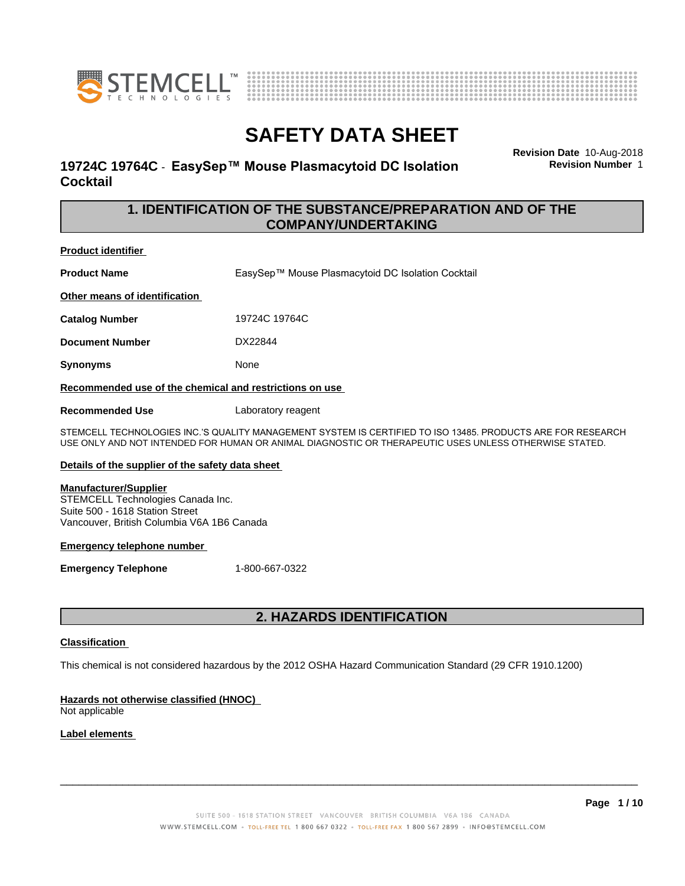# SAFETY DATA SHEET

## 19724C 19764C - EasySep™ Mouse Plasmacytoid DC Isolation Cocktail

**Revision Date** 10-Aug-2018
**Revision Number** 1

## 1. IDENTIFICATION OF THE SUBSTANCE/PREPARATION AND OF THE COMPANY/UNDERTAKING

**Product identifier**

**Product Name** EasySep™ Mouse Plasmacytoid DC Isolation Cocktail

**Other means of identification**

**Catalog Number** 19724C 19764C

**Document Number** DX22844

**Synonyms** None

**Recommended use of the chemical and restrictions on use**

**Recommended Use** Laboratory reagent

STEMCELL TECHNOLOGIES INC.'S QUALITY MANAGEMENT SYSTEM IS CERTIFIED TO ISO 13485. PRODUCTS ARE FOR RESEARCH USE ONLY AND NOT INTENDED FOR HUMAN OR ANIMAL DIAGNOSTIC OR THERAPEUTIC USES UNLESS OTHERWISE STATED.

**Details of the supplier of the safety data sheet**

**Manufacturer/Supplier**
STEMCELL Technologies Canada Inc.
Suite 500 - 1618 Station Street
Vancouver, British Columbia V6A 1B6 Canada

**Emergency telephone number**

**Emergency Telephone** 1-800-667-0322

## 2. HAZARDS IDENTIFICATION

**Classification**

This chemical is not considered hazardous by the 2012 OSHA Hazard Communication Standard (29 CFR 1910.1200)

**Hazards not otherwise classified (HNOC)**
Not applicable

**Label elements**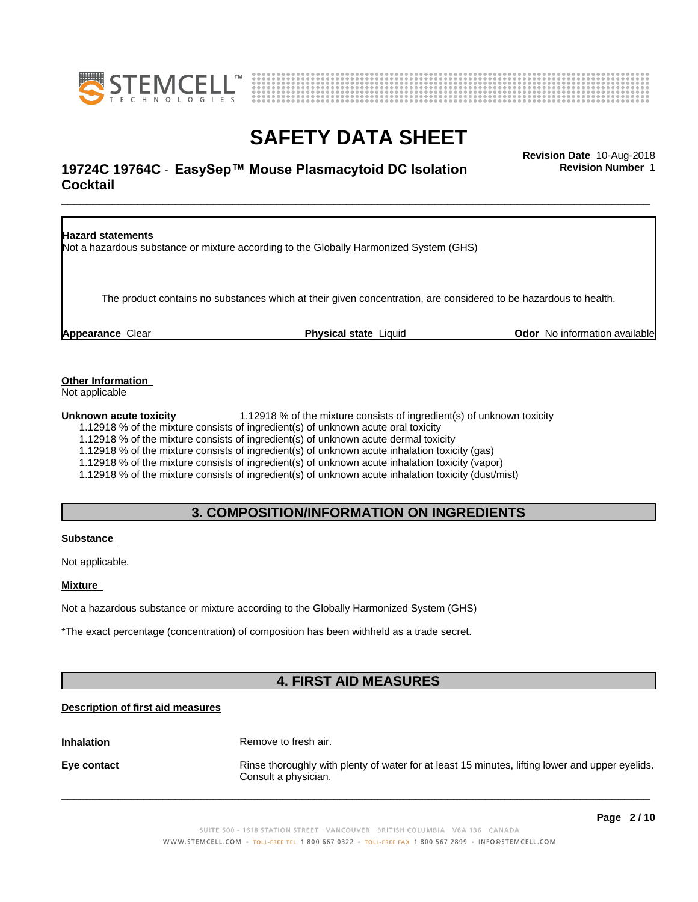**Hazard statements**

Not a hazardous substance or mixture according to the Globally Harmonized System (GHS)

The product contains no substances which at their given concentration, are considered to be hazardous to health.

**Appearance** Clear　　**Physical state** Liquid　　**Odor** No information available

**Other Information**

Not applicable

**Unknown acute toxicity**　1.12918 % of the mixture consists of ingredient(s) of unknown toxicity

1.12918 % of the mixture consists of ingredient(s) of unknown acute oral toxicity
1.12918 % of the mixture consists of ingredient(s) of unknown acute dermal toxicity
1.12918 % of the mixture consists of ingredient(s) of unknown acute inhalation toxicity (gas)
1.12918 % of the mixture consists of ingredient(s) of unknown acute inhalation toxicity (vapor)
1.12918 % of the mixture consists of ingredient(s) of unknown acute inhalation toxicity (dust/mist)

## 3. COMPOSITION/INFORMATION ON INGREDIENTS

**Substance**

Not applicable.

**Mixture**

Not a hazardous substance or mixture according to the Globally Harmonized System (GHS)

*The exact percentage (concentration) of composition has been withheld as a trade secret.

## 4. FIRST AID MEASURES

**Description of first aid measures**

**Inhalation**　Remove to fresh air.

**Eye contact**　Rinse thoroughly with plenty of water for at least 15 minutes, lifting lower and upper eyelids. Consult a physician.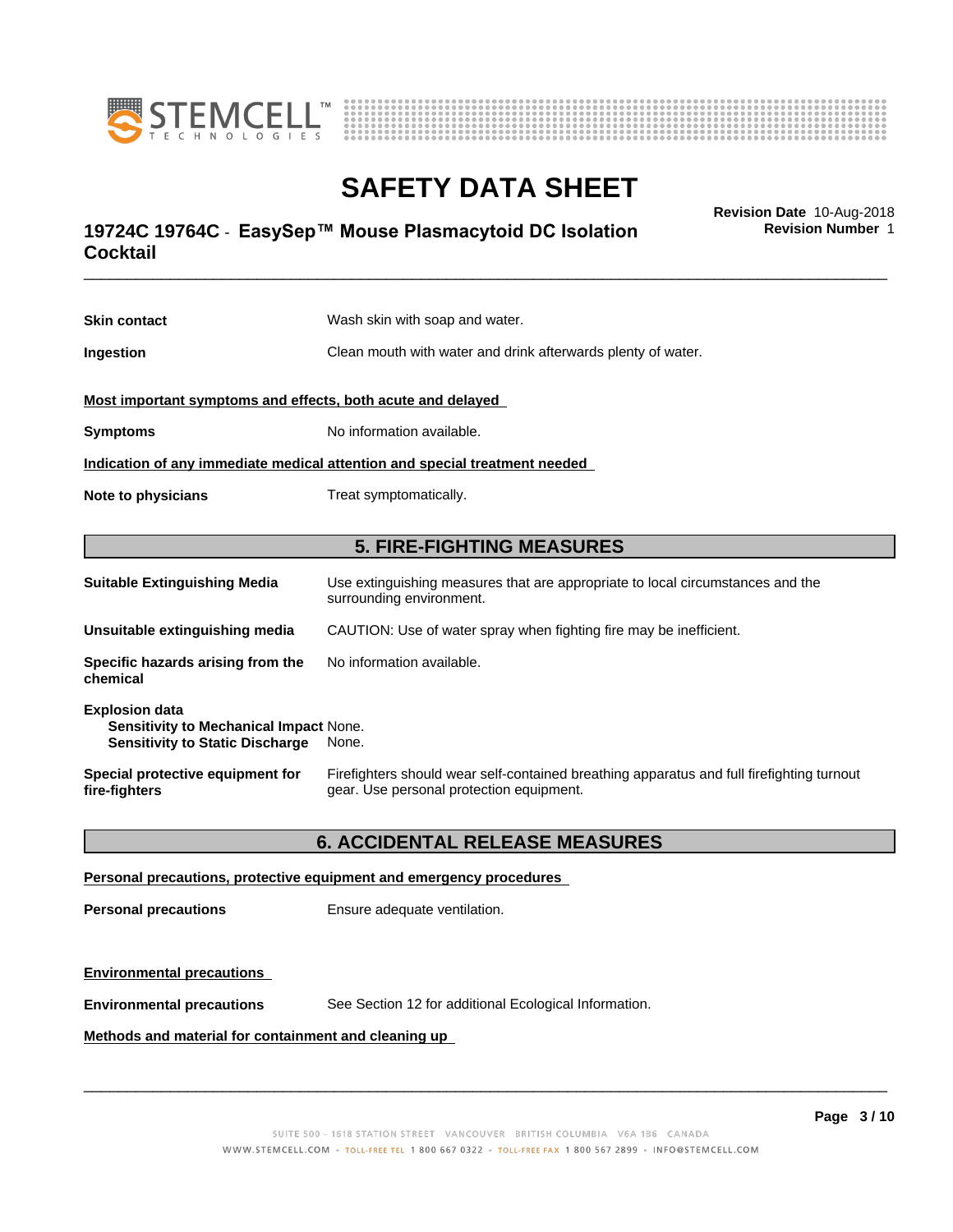**Skin contact** Wash skin with soap and water.

**Ingestion** Clean mouth with water and drink afterwards plenty of water.

**Most important symptoms and effects, both acute and delayed**

**Symptoms** No information available.

**Indication of any immediate medical attention and special treatment needed**

**Note to physicians** Treat symptomatically.

## 5. FIRE-FIGHTING MEASURES

**Suitable Extinguishing Media** Use extinguishing measures that are appropriate to local circumstances and the surrounding environment.

**Unsuitable extinguishing media** CAUTION: Use of water spray when fighting fire may be inefficient.

**Specific hazards arising from the chemical** No information available.

**Explosion data**
**Sensitivity to Mechanical Impact** None.
**Sensitivity to Static Discharge** None.

**Special protective equipment for fire-fighters** Firefighters should wear self-contained breathing apparatus and full firefighting turnout gear. Use personal protection equipment.

## 6. ACCIDENTAL RELEASE MEASURES

**Personal precautions, protective equipment and emergency procedures**

**Personal precautions** Ensure adequate ventilation.

**Environmental precautions**

**Environmental precautions** See Section 12 for additional Ecological Information.

**Methods and material for containment and cleaning up**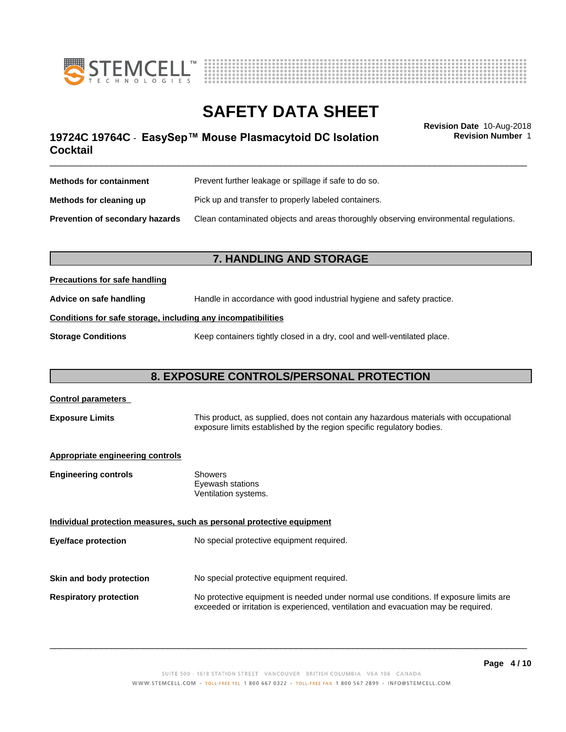| | |
|---|---|
| **Methods for containment** | Prevent further leakage or spillage if safe to do so. |
| **Methods for cleaning up** | Pick up and transfer to properly labeled containers. |
| **Prevention of secondary hazards** | Clean contaminated objects and areas thoroughly observing environmental regulations. |

## 7. HANDLING AND STORAGE

**Precautions for safe handling**

**Advice on safe handling** Handle in accordance with good industrial hygiene and safety practice.

**Conditions for safe storage, including any incompatibilities**

**Storage Conditions** Keep containers tightly closed in a dry, cool and well-ventilated place.

## 8. EXPOSURE CONTROLS/PERSONAL PROTECTION

**Control parameters**

**Exposure Limits** This product, as supplied, does not contain any hazardous materials with occupational exposure limits established by the region specific regulatory bodies.

**Appropriate engineering controls**

**Engineering controls**
Showers
Eyewash stations
Ventilation systems.

**Individual protection measures, such as personal protective equipment**

**Eye/face protection** No special protective equipment required.

**Skin and body protection** No special protective equipment required.

**Respiratory protection** No protective equipment is needed under normal use conditions. If exposure limits are exceeded or irritation is experienced, ventilation and evacuation may be required.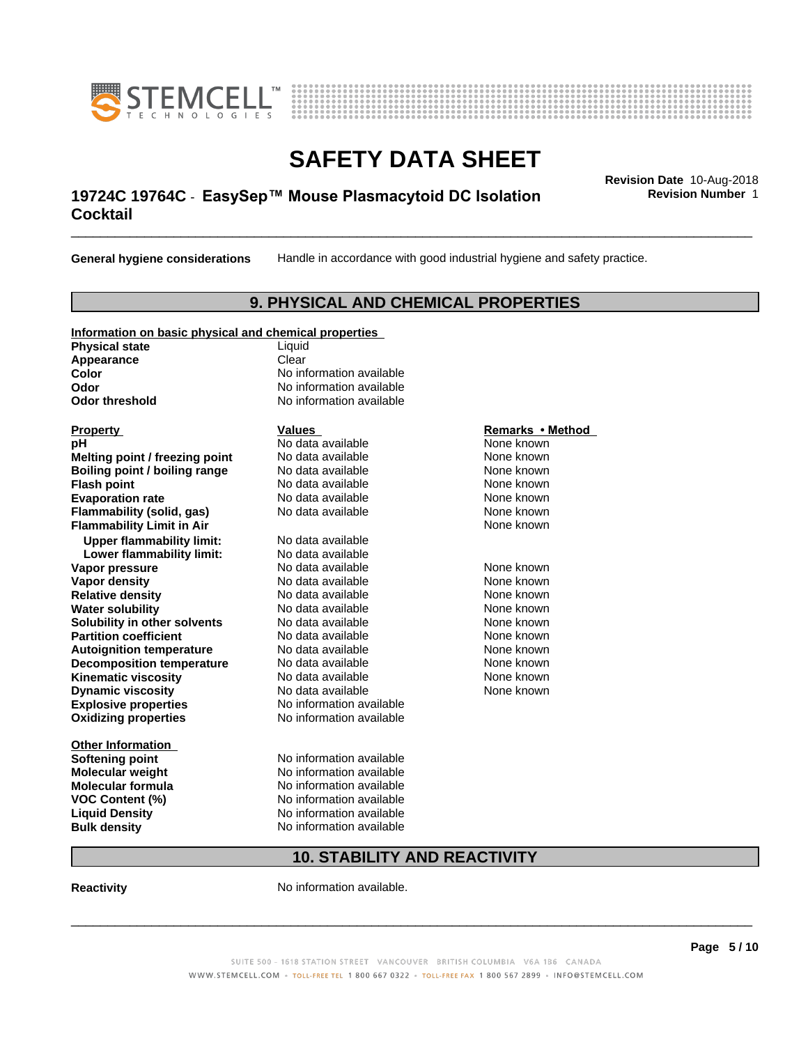**General hygiene considerations** Handle in accordance with good industrial hygiene and safety practice.

## 9. PHYSICAL AND CHEMICAL PROPERTIES

**Information on basic physical and chemical properties**

| | |
|---|---|
| **Physical state** | Liquid |
| **Appearance** | Clear |
| **Color** | No information available |
| **Odor** | No information available |
| **Odor threshold** | No information available |

| Property | Values | Remarks • Method |
|---|---|---|
| **pH** | No data available | None known |
| **Melting point / freezing point** | No data available | None known |
| **Boiling point / boiling range** | No data available | None known |
| **Flash point** | No data available | None known |
| **Evaporation rate** | No data available | None known |
| **Flammability (solid, gas)** | No data available | None known |
| **Flammability Limit in Air** | | None known |
| **Upper flammability limit:** | No data available | |
| **Lower flammability limit:** | No data available | |
| **Vapor pressure** | No data available | None known |
| **Vapor density** | No data available | None known |
| **Relative density** | No data available | None known |
| **Water solubility** | No data available | None known |
| **Solubility in other solvents** | No data available | None known |
| **Partition coefficient** | No data available | None known |
| **Autoignition temperature** | No data available | None known |
| **Decomposition temperature** | No data available | None known |
| **Kinematic viscosity** | No data available | None known |
| **Dynamic viscosity** | No data available | None known |
| **Explosive properties** | No information available | |
| **Oxidizing properties** | No information available | |

**Other Information**

| | |
|---|---|
| **Softening point** | No information available |
| **Molecular weight** | No information available |
| **Molecular formula** | No information available |
| **VOC Content (%)** | No information available |
| **Liquid Density** | No information available |
| **Bulk density** | No information available |

## 10. STABILITY AND REACTIVITY

**Reactivity** No information available.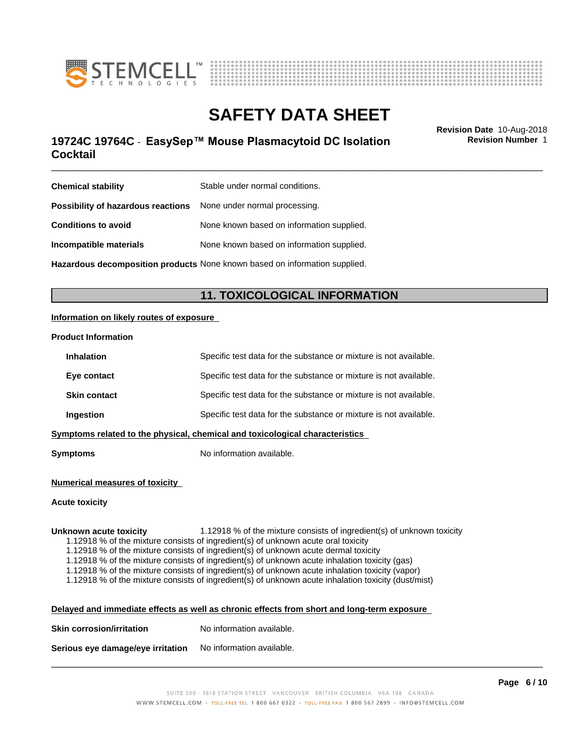| | |
|---|---|
| **Chemical stability** | Stable under normal conditions. |
| **Possibility of hazardous reactions** | None under normal processing. |
| **Conditions to avoid** | None known based on information supplied. |
| **Incompatible materials** | None known based on information supplied. |
| **Hazardous decomposition products** | None known based on information supplied. |

## 11. TOXICOLOGICAL INFORMATION

**Information on likely routes of exposure**

**Product Information**

| | |
|---|---|
| **Inhalation** | Specific test data for the substance or mixture is not available. |
| **Eye contact** | Specific test data for the substance or mixture is not available. |
| **Skin contact** | Specific test data for the substance or mixture is not available. |
| **Ingestion** | Specific test data for the substance or mixture is not available. |

**Symptoms related to the physical, chemical and toxicological characteristics**

**Symptoms** No information available.

**Numerical measures of toxicity**

**Acute toxicity**

**Unknown acute toxicity** 1.12918 % of the mixture consists of ingredient(s) of unknown toxicity

1.12918 % of the mixture consists of ingredient(s) of unknown acute oral toxicity
1.12918 % of the mixture consists of ingredient(s) of unknown acute dermal toxicity
1.12918 % of the mixture consists of ingredient(s) of unknown acute inhalation toxicity (gas)
1.12918 % of the mixture consists of ingredient(s) of unknown acute inhalation toxicity (vapor)
1.12918 % of the mixture consists of ingredient(s) of unknown acute inhalation toxicity (dust/mist)

**Delayed and immediate effects as well as chronic effects from short and long-term exposure**

| | |
|---|---|
| **Skin corrosion/irritation** | No information available. |
| **Serious eye damage/eye irritation** | No information available. |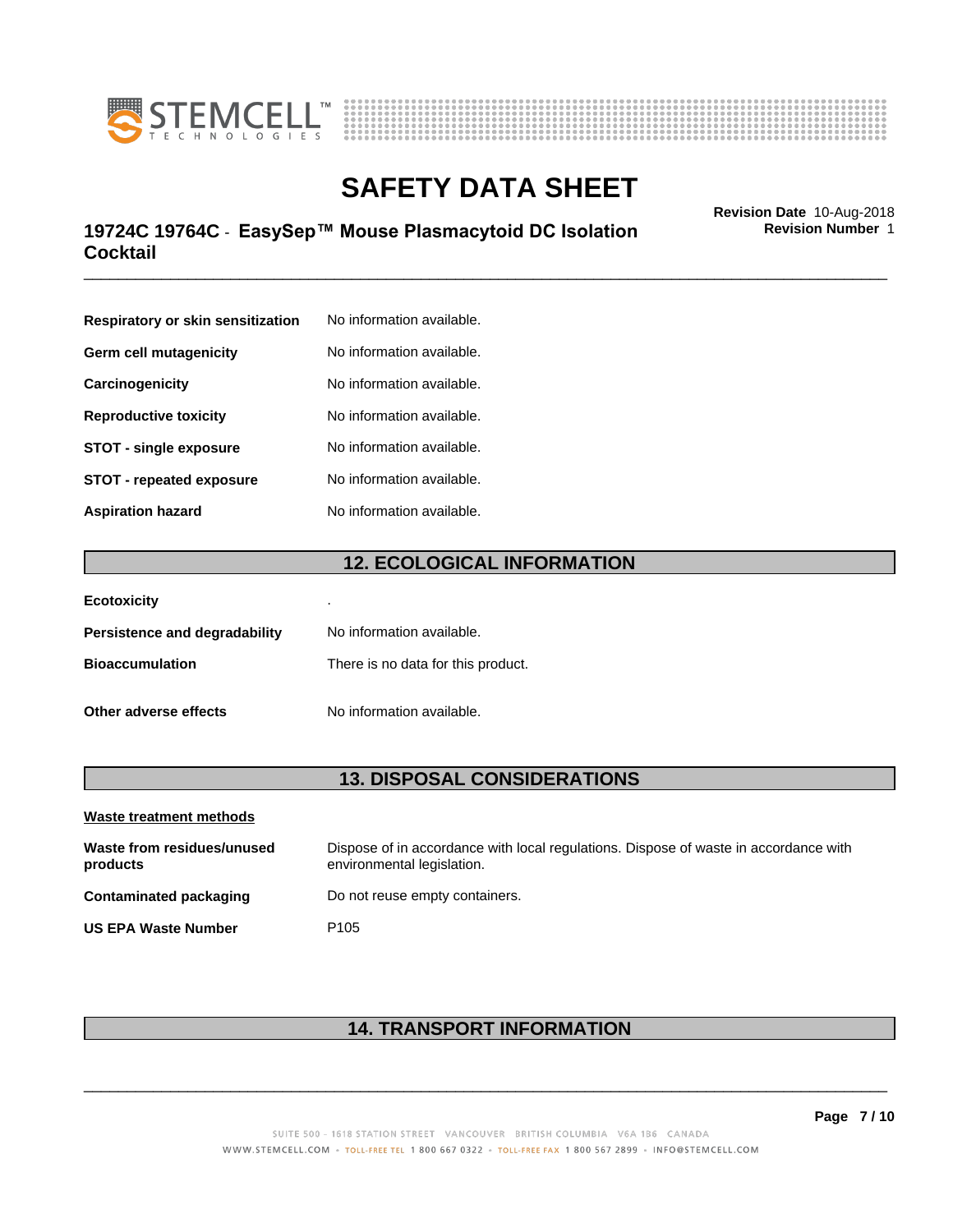| | |
|---|---|
| **Respiratory or skin sensitization** | No information available. |
| **Germ cell mutagenicity** | No information available. |
| **Carcinogenicity** | No information available. |
| **Reproductive toxicity** | No information available. |
| **STOT - single exposure** | No information available. |
| **STOT - repeated exposure** | No information available. |
| **Aspiration hazard** | No information available. |

## 12. ECOLOGICAL INFORMATION

| | |
|---|---|
| **Ecotoxicity** | . |
| **Persistence and degradability** | No information available. |
| **Bioaccumulation** | There is no data for this product. |
| **Other adverse effects** | No information available. |

## 13. DISPOSAL CONSIDERATIONS

**Waste treatment methods**

| | |
|---|---|
| **Waste from residues/unused products** | Dispose of in accordance with local regulations. Dispose of waste in accordance with environmental legislation. |
| **Contaminated packaging** | Do not reuse empty containers. |
| **US EPA Waste Number** | P105 |

## 14. TRANSPORT INFORMATION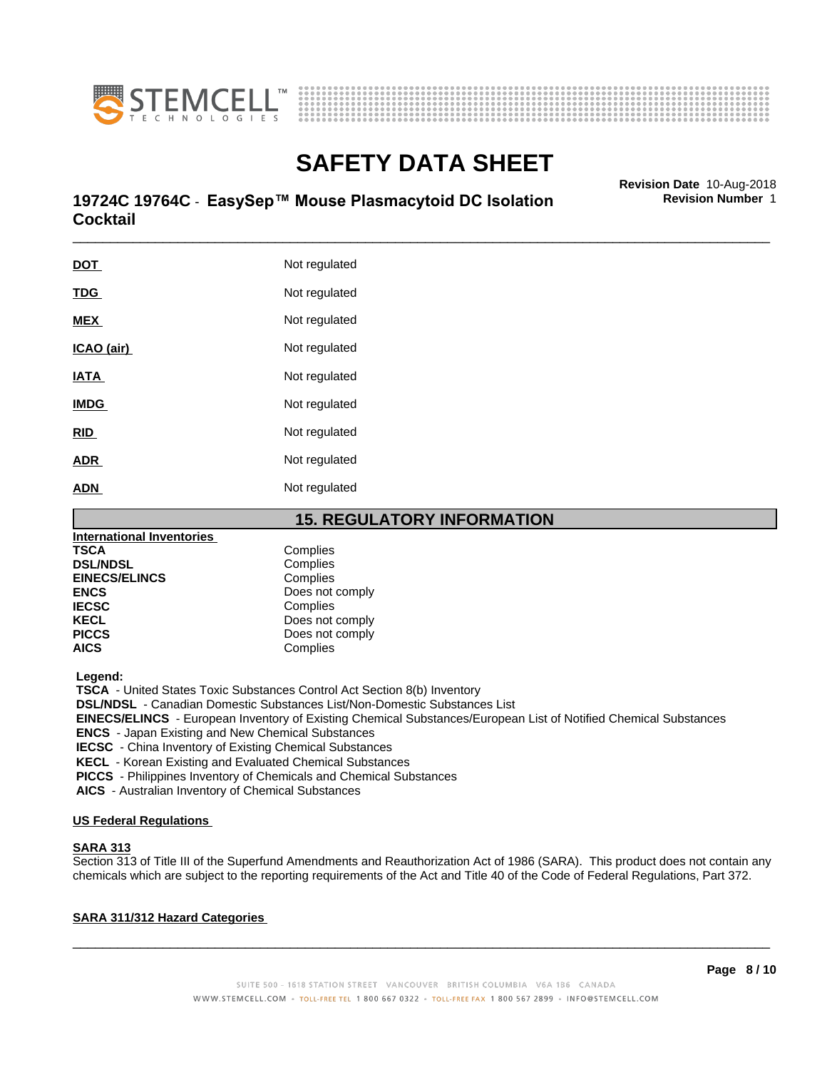| | |
|---|---|
| **DOT** | Not regulated |
| **TDG** | Not regulated |
| **MEX** | Not regulated |
| **ICAO (air)** | Not regulated |
| **IATA** | Not regulated |
| **IMDG** | Not regulated |
| **RID** | Not regulated |
| **ADR** | Not regulated |
| **ADN** | Not regulated |

## 15. REGULATORY INFORMATION

**International Inventories**

| | |
|---|---|
| **TSCA** | Complies |
| **DSL/NDSL** | Complies |
| **EINECS/ELINCS** | Complies |
| **ENCS** | Does not comply |
| **IECSC** | Complies |
| **KECL** | Does not comply |
| **PICCS** | Does not comply |
| **AICS** | Complies |

**Legend:**

**TSCA** - United States Toxic Substances Control Act Section 8(b) Inventory
**DSL/NDSL** - Canadian Domestic Substances List/Non-Domestic Substances List
**EINECS/ELINCS** - European Inventory of Existing Chemical Substances/European List of Notified Chemical Substances
**ENCS** - Japan Existing and New Chemical Substances
**IECSC** - China Inventory of Existing Chemical Substances
**KECL** - Korean Existing and Evaluated Chemical Substances
**PICCS** - Philippines Inventory of Chemicals and Chemical Substances
**AICS** - Australian Inventory of Chemical Substances

**US Federal Regulations**

**SARA 313**

Section 313 of Title III of the Superfund Amendments and Reauthorization Act of 1986 (SARA). This product does not contain any chemicals which are subject to the reporting requirements of the Act and Title 40 of the Code of Federal Regulations, Part 372.

**SARA 311/312 Hazard Categories**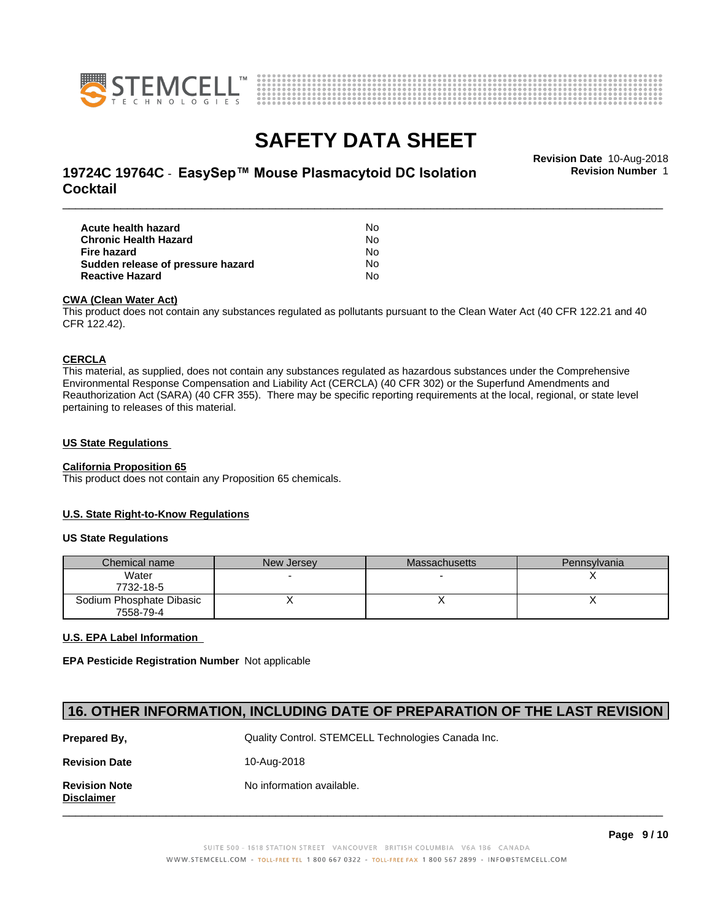| | |
|---|---|
| **Acute health hazard** | No |
| **Chronic Health Hazard** | No |
| **Fire hazard** | No |
| **Sudden release of pressure hazard** | No |
| **Reactive Hazard** | No |

**CWA (Clean Water Act)**

This product does not contain any substances regulated as pollutants pursuant to the Clean Water Act (40 CFR 122.21 and 40 CFR 122.42).

**CERCLA**

This material, as supplied, does not contain any substances regulated as hazardous substances under the Comprehensive Environmental Response Compensation and Liability Act (CERCLA) (40 CFR 302) or the Superfund Amendments and Reauthorization Act (SARA) (40 CFR 355). There may be specific reporting requirements at the local, regional, or state level pertaining to releases of this material.

**US State Regulations**

**California Proposition 65**

This product does not contain any Proposition 65 chemicals.

**U.S. State Right-to-Know Regulations**

**US State Regulations**

| Chemical name | New Jersey | Massachusetts | Pennsylvania |
|---|---|---|---|
| Water<br>7732-18-5 | - | - | X |
| Sodium Phosphate Dibasic<br>7558-79-4 | X | X | X |

**U.S. EPA Label Information**

**EPA Pesticide Registration Number** Not applicable

## 16. OTHER INFORMATION, INCLUDING DATE OF PREPARATION OF THE LAST REVISION

**Prepared By,** Quality Control. STEMCELL Technologies Canada Inc.

**Revision Date** 10-Aug-2018

**Revision Note** No information available.

**Disclaimer**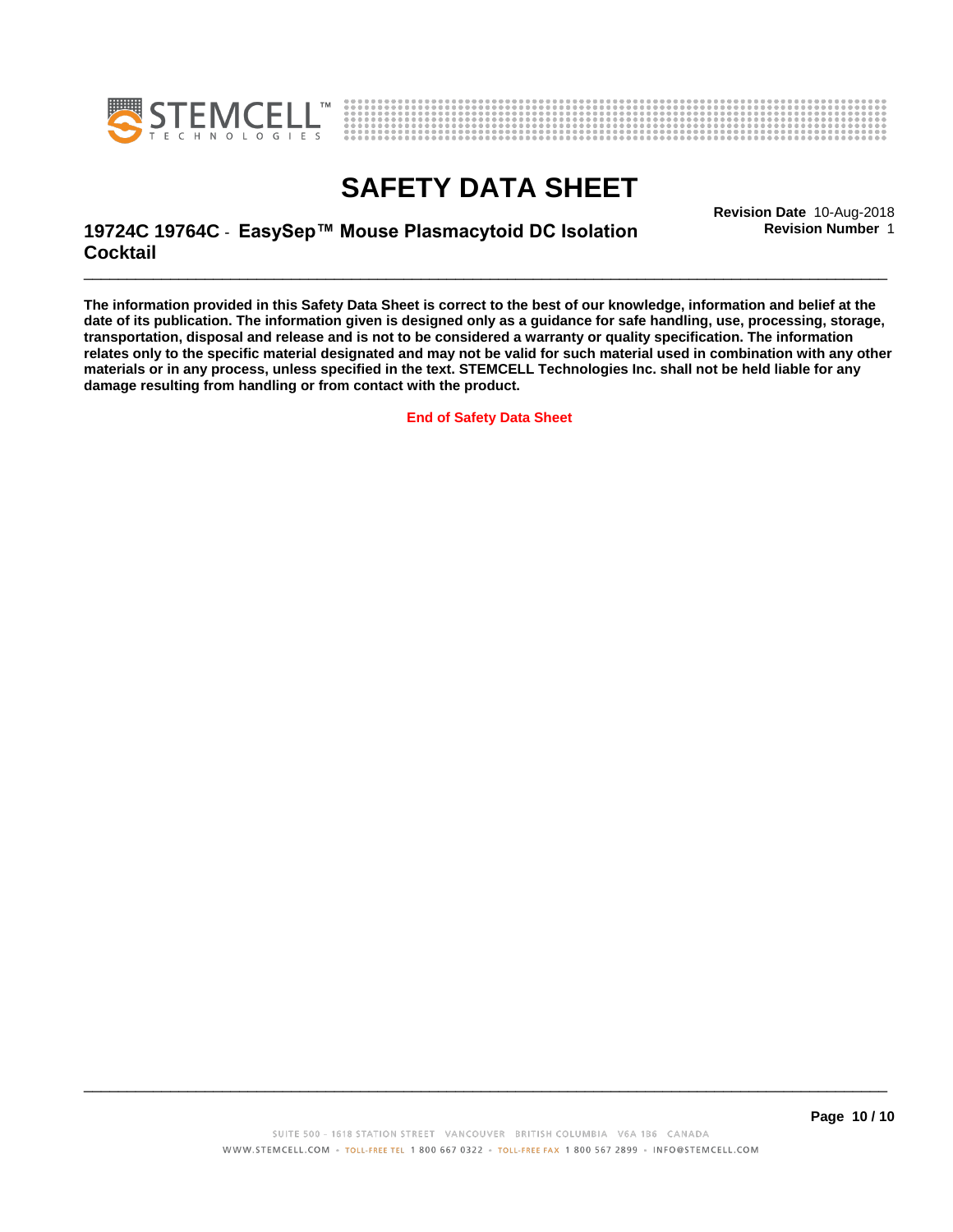# SAFETY DATA SHEET

## 19724C 19764C - EasySep™ Mouse Plasmacytoid DC Isolation Cocktail

**Revision Date** 10-Aug-2018
**Revision Number** 1

**The information provided in this Safety Data Sheet is correct to the best of our knowledge, information and belief at the date of its publication. The information given is designed only as a guidance for safe handling, use, processing, storage, transportation, disposal and release and is not to be considered a warranty or quality specification. The information relates only to the specific material designated and may not be valid for such material used in combination with any other materials or in any process, unless specified in the text. STEMCELL Technologies Inc. shall not be held liable for any damage resulting from handling or from contact with the product.**

**End of Safety Data Sheet**